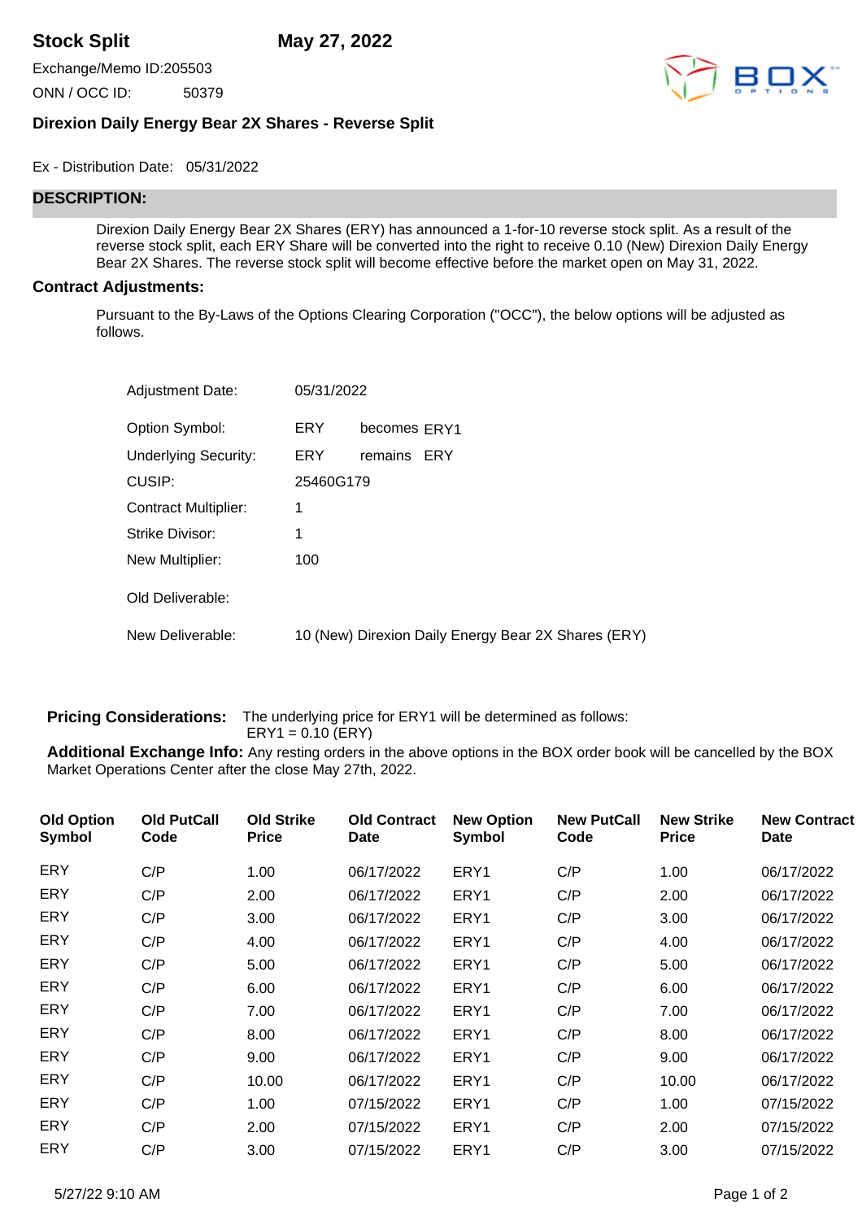# Stock Split May 27, 2022

Exchange/Memo ID:205503

ONN / OCC ID: 50379

BOX OPTIONS

### Direxion Daily Energy Bear 2X Shares - Reverse Split

Ex - Distribution Date: 05/31/2022

## DESCRIPTION:

Direxion Daily Energy Bear 2X Shares (ERY) has announced a 1-for-10 reverse stock split. As a result of the reverse stock split, each ERY Share will be converted into the right to receive 0.10 (New) Direxion Daily Energy Bear 2X Shares. The reverse stock split will become effective before the market open on May 31, 2022.

## Contract Adjustments:

Pursuant to the By-Laws of the Options Clearing Corporation ("OCC"), the below options will be adjusted as follows.

| | | | |
|---|---|---|---|
| Adjustment Date: | 05/31/2022 | | |
| Option Symbol: | ERY | becomes | ERY1 |
| Underlying Security: | ERY | remains | ERY |
| CUSIP: | 25460G179 | | |
| Contract Multiplier: | 1 | | |
| Strike Divisor: | 1 | | |
| New Multiplier: | 100 | | |
| Old Deliverable: | | | |
| New Deliverable: | 10 (New) Direxion Daily Energy Bear 2X Shares (ERY) | | |

**Pricing Considerations:** The underlying price for ERY1 will be determined as follows:
ERY1 = 0.10 (ERY)

**Additional Exchange Info:** Any resting orders in the above options in the BOX order book will be cancelled by the BOX Market Operations Center after the close May 27th, 2022.

| Old Option Symbol | Old PutCall Code | Old Strike Price | Old Contract Date | New Option Symbol | New PutCall Code | New Strike Price | New Contract Date |
|---|---|---|---|---|---|---|---|
| ERY | C/P | 1.00 | 06/17/2022 | ERY1 | C/P | 1.00 | 06/17/2022 |
| ERY | C/P | 2.00 | 06/17/2022 | ERY1 | C/P | 2.00 | 06/17/2022 |
| ERY | C/P | 3.00 | 06/17/2022 | ERY1 | C/P | 3.00 | 06/17/2022 |
| ERY | C/P | 4.00 | 06/17/2022 | ERY1 | C/P | 4.00 | 06/17/2022 |
| ERY | C/P | 5.00 | 06/17/2022 | ERY1 | C/P | 5.00 | 06/17/2022 |
| ERY | C/P | 6.00 | 06/17/2022 | ERY1 | C/P | 6.00 | 06/17/2022 |
| ERY | C/P | 7.00 | 06/17/2022 | ERY1 | C/P | 7.00 | 06/17/2022 |
| ERY | C/P | 8.00 | 06/17/2022 | ERY1 | C/P | 8.00 | 06/17/2022 |
| ERY | C/P | 9.00 | 06/17/2022 | ERY1 | C/P | 9.00 | 06/17/2022 |
| ERY | C/P | 10.00 | 06/17/2022 | ERY1 | C/P | 10.00 | 06/17/2022 |
| ERY | C/P | 1.00 | 07/15/2022 | ERY1 | C/P | 1.00 | 07/15/2022 |
| ERY | C/P | 2.00 | 07/15/2022 | ERY1 | C/P | 2.00 | 07/15/2022 |
| ERY | C/P | 3.00 | 07/15/2022 | ERY1 | C/P | 3.00 | 07/15/2022 |

5/27/22 9:10 AM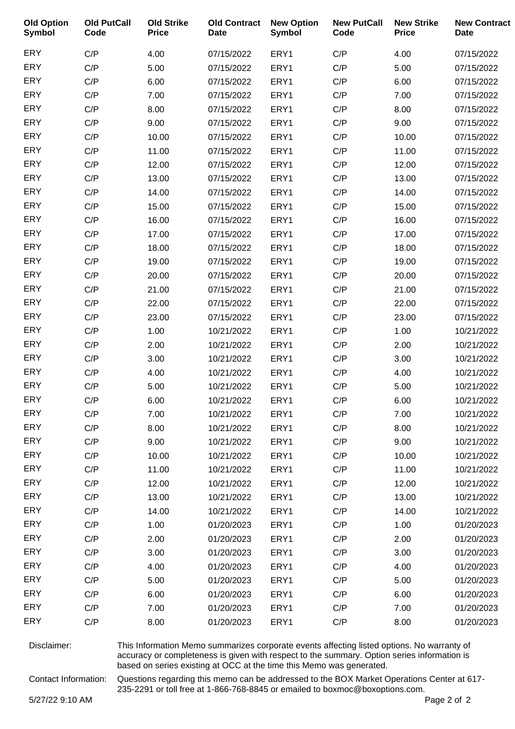| Old Option Symbol | Old PutCall Code | Old Strike Price | Old Contract Date | New Option Symbol | New PutCall Code | New Strike Price | New Contract Date |
|---|---|---|---|---|---|---|---|
| ERY | C/P | 4.00 | 07/15/2022 | ERY1 | C/P | 4.00 | 07/15/2022 |
| ERY | C/P | 5.00 | 07/15/2022 | ERY1 | C/P | 5.00 | 07/15/2022 |
| ERY | C/P | 6.00 | 07/15/2022 | ERY1 | C/P | 6.00 | 07/15/2022 |
| ERY | C/P | 7.00 | 07/15/2022 | ERY1 | C/P | 7.00 | 07/15/2022 |
| ERY | C/P | 8.00 | 07/15/2022 | ERY1 | C/P | 8.00 | 07/15/2022 |
| ERY | C/P | 9.00 | 07/15/2022 | ERY1 | C/P | 9.00 | 07/15/2022 |
| ERY | C/P | 10.00 | 07/15/2022 | ERY1 | C/P | 10.00 | 07/15/2022 |
| ERY | C/P | 11.00 | 07/15/2022 | ERY1 | C/P | 11.00 | 07/15/2022 |
| ERY | C/P | 12.00 | 07/15/2022 | ERY1 | C/P | 12.00 | 07/15/2022 |
| ERY | C/P | 13.00 | 07/15/2022 | ERY1 | C/P | 13.00 | 07/15/2022 |
| ERY | C/P | 14.00 | 07/15/2022 | ERY1 | C/P | 14.00 | 07/15/2022 |
| ERY | C/P | 15.00 | 07/15/2022 | ERY1 | C/P | 15.00 | 07/15/2022 |
| ERY | C/P | 16.00 | 07/15/2022 | ERY1 | C/P | 16.00 | 07/15/2022 |
| ERY | C/P | 17.00 | 07/15/2022 | ERY1 | C/P | 17.00 | 07/15/2022 |
| ERY | C/P | 18.00 | 07/15/2022 | ERY1 | C/P | 18.00 | 07/15/2022 |
| ERY | C/P | 19.00 | 07/15/2022 | ERY1 | C/P | 19.00 | 07/15/2022 |
| ERY | C/P | 20.00 | 07/15/2022 | ERY1 | C/P | 20.00 | 07/15/2022 |
| ERY | C/P | 21.00 | 07/15/2022 | ERY1 | C/P | 21.00 | 07/15/2022 |
| ERY | C/P | 22.00 | 07/15/2022 | ERY1 | C/P | 22.00 | 07/15/2022 |
| ERY | C/P | 23.00 | 07/15/2022 | ERY1 | C/P | 23.00 | 07/15/2022 |
| ERY | C/P | 1.00 | 10/21/2022 | ERY1 | C/P | 1.00 | 10/21/2022 |
| ERY | C/P | 2.00 | 10/21/2022 | ERY1 | C/P | 2.00 | 10/21/2022 |
| ERY | C/P | 3.00 | 10/21/2022 | ERY1 | C/P | 3.00 | 10/21/2022 |
| ERY | C/P | 4.00 | 10/21/2022 | ERY1 | C/P | 4.00 | 10/21/2022 |
| ERY | C/P | 5.00 | 10/21/2022 | ERY1 | C/P | 5.00 | 10/21/2022 |
| ERY | C/P | 6.00 | 10/21/2022 | ERY1 | C/P | 6.00 | 10/21/2022 |
| ERY | C/P | 7.00 | 10/21/2022 | ERY1 | C/P | 7.00 | 10/21/2022 |
| ERY | C/P | 8.00 | 10/21/2022 | ERY1 | C/P | 8.00 | 10/21/2022 |
| ERY | C/P | 9.00 | 10/21/2022 | ERY1 | C/P | 9.00 | 10/21/2022 |
| ERY | C/P | 10.00 | 10/21/2022 | ERY1 | C/P | 10.00 | 10/21/2022 |
| ERY | C/P | 11.00 | 10/21/2022 | ERY1 | C/P | 11.00 | 10/21/2022 |
| ERY | C/P | 12.00 | 10/21/2022 | ERY1 | C/P | 12.00 | 10/21/2022 |
| ERY | C/P | 13.00 | 10/21/2022 | ERY1 | C/P | 13.00 | 10/21/2022 |
| ERY | C/P | 14.00 | 10/21/2022 | ERY1 | C/P | 14.00 | 10/21/2022 |
| ERY | C/P | 1.00 | 01/20/2023 | ERY1 | C/P | 1.00 | 01/20/2023 |
| ERY | C/P | 2.00 | 01/20/2023 | ERY1 | C/P | 2.00 | 01/20/2023 |
| ERY | C/P | 3.00 | 01/20/2023 | ERY1 | C/P | 3.00 | 01/20/2023 |
| ERY | C/P | 4.00 | 01/20/2023 | ERY1 | C/P | 4.00 | 01/20/2023 |
| ERY | C/P | 5.00 | 01/20/2023 | ERY1 | C/P | 5.00 | 01/20/2023 |
| ERY | C/P | 6.00 | 01/20/2023 | ERY1 | C/P | 6.00 | 01/20/2023 |
| ERY | C/P | 7.00 | 01/20/2023 | ERY1 | C/P | 7.00 | 01/20/2023 |
| ERY | C/P | 8.00 | 01/20/2023 | ERY1 | C/P | 8.00 | 01/20/2023 |

Disclaimer: This Information Memo summarizes corporate events affecting listed options. No warranty of accuracy or completeness is given with respect to the summary. Option series information is based on series existing at OCC at the time this Memo was generated.

Contact Information: Questions regarding this memo can be addressed to the BOX Market Operations Center at 617-235-2291 or toll free at 1-866-768-8845 or emailed to boxmoc@boxoptions.com.

5/27/22 9:10 AM